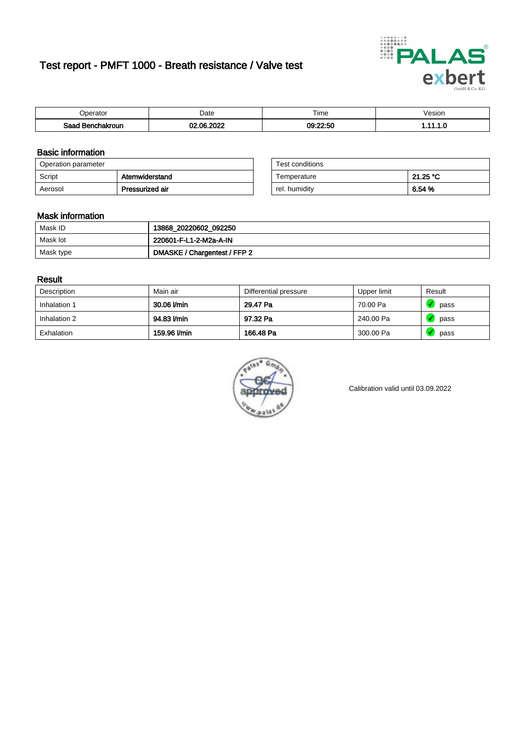# Test report - PMFT 1000 - Breath resistance / Valve test

| Operator | Date | Time | Vesion |
|---|---|---|---|
| Saad Benchakroun | 02.06.2022 | 09:22:50 | 1.11.1.0 |

## Basic information

| Operation parameter | |
|---|---|
| Script | Atemwiderstand |
| Aerosol | Pressurized air |

| Test conditions | |
|---|---|
| Temperature | 21.25 °C |
| rel. humidity | 6.54 % |

## Mask information

| | |
|---|---|
| Mask ID | 13868_20220602_092250 |
| Mask lot | 220601-F-L1-2-M2a-A-IN |
| Mask type | DMASKE / Chargentest / FFP 2 |

## Result

| Description | Main air | Differential pressure | Upper limit | Result |
|---|---|---|---|---|
| Inhalation 1 | 30.06 l/min | 29.47 Pa | 70.00 Pa | pass |
| Inhalation 2 | 94.83 l/min | 97.32 Pa | 240.00 Pa | pass |
| Exhalation | 159.96 l/min | 166.48 Pa | 300.00 Pa | pass |

Calibration valid until 03.09.2022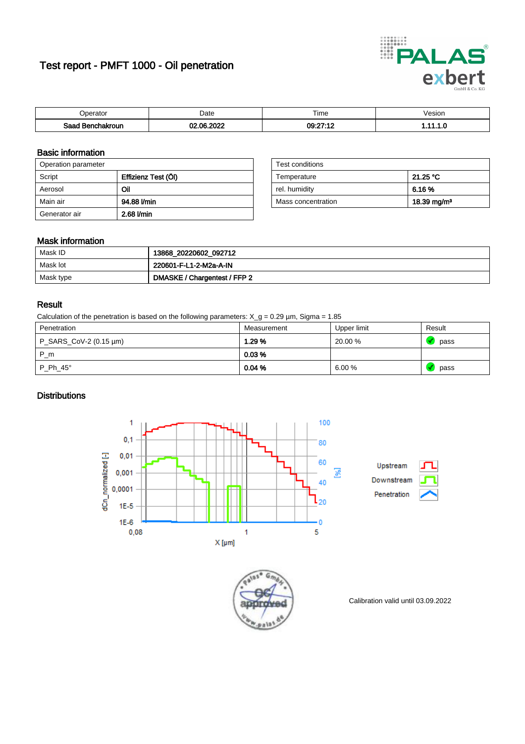# Test report - PMFT 1000 - Oil penetration

PALAS exbert GmbH & Co. KG

| Operator | Date | Time | Vesion |
|---|---|---|---|
| **Saad Benchakroun** | **02.06.2022** | **09:27:12** | **1.11.1.0** |

## Basic information

| Operation parameter | |
|---|---|
| Script | **Effizienz Test (Öl)** |
| Aerosol | **Oil** |
| Main air | **94.88 l/min** |
| Generator air | **2.68 l/min** |

| Test conditions | |
|---|---|
| Temperature | **21.25 °C** |
| rel. humidity | **6.16 %** |
| Mass concentration | **18.39 mg/m³** |

## Mask information

| | |
|---|---|
| Mask ID | **13868_20220602_092712** |
| Mask lot | **220601-F-L1-2-M2a-A-IN** |
| Mask type | **DMASKE / Chargentest / FFP 2** |

## Result

Calculation of the penetration is based on the following parameters: X_g = 0.29 µm, Sigma = 1.85

| Penetration | Measurement | Upper limit | Result |
|---|---|---|---|
| P_SARS_CoV-2 (0.15 µm) | **1.29 %** | 20.00 % | pass |
| P_m | **0.03 %** | | |
| P_Ph_45° | **0.04 %** | 6.00 % | pass |

## Distributions

dCn_normalized [-]

1
0,1
0,01
0,001
0,0001
1E-5
1E-6

0,08
1
5

X [µm]

[%]

100
80
60
40
20
0

Upstream
Downstream
Penetration

Palas® GmbH
QC approved
www.palas.de

Calibration valid until 03.09.2022